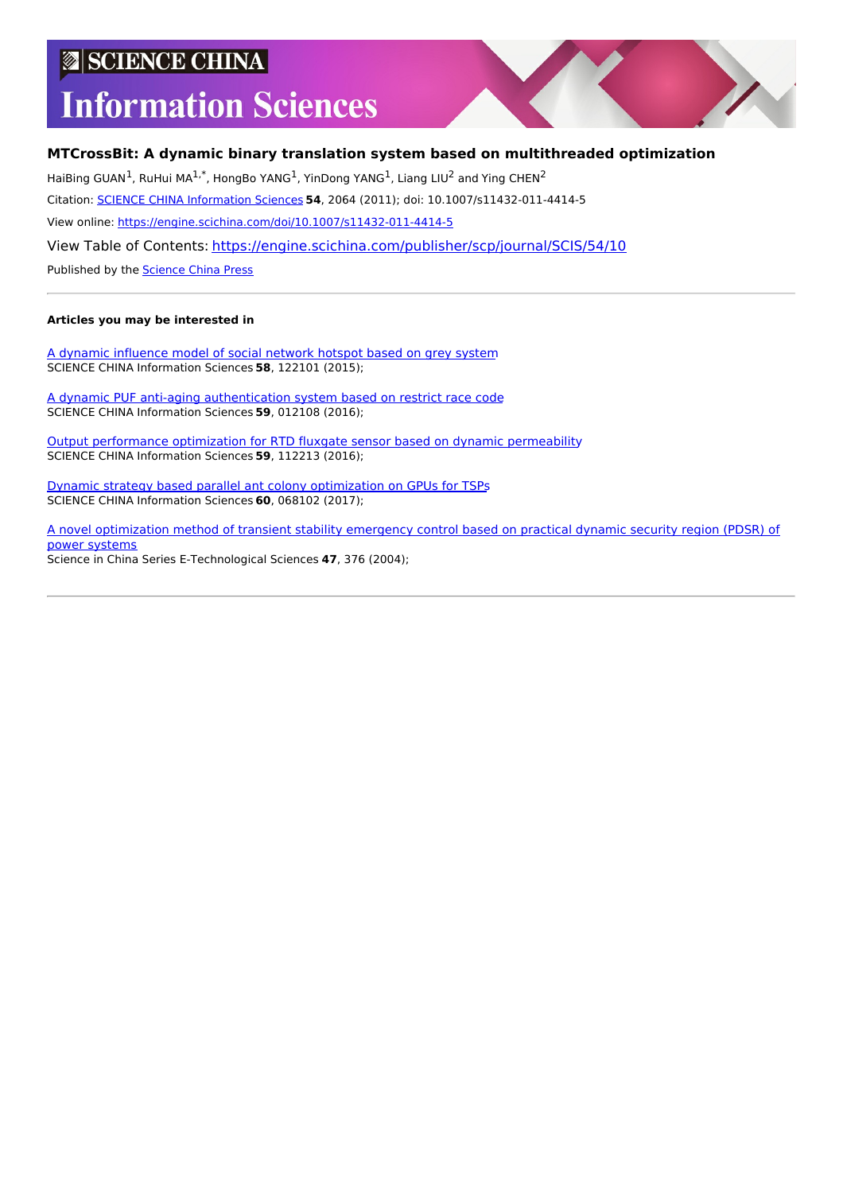# SCIENCE CHINA Information Sciences

## MTCrossBit: A dynamic binary translation system based on multithreaded optimization

HaiBing GUAN[1], RuHui MA[1,*], HongBo YANG[1], YinDong YANG[1], Liang LIU[2] and Ying CHEN[2]

Citation: SCIENCE CHINA Information Sciences **54**, 2064 (2011); doi: 10.1007/s11432-011-4414-5

View online: https://engine.scichina.com/doi/10.1007/s11432-011-4414-5

View Table of Contents: https://engine.scichina.com/publisher/scp/journal/SCIS/54/10

Published by the Science China Press

---

**Articles you may be interested in**

A dynamic influence model of social network hotspot based on grey system
SCIENCE CHINA Information Sciences **58**, 122101 (2015);

A dynamic PUF anti-aging authentication system based on restrict race code
SCIENCE CHINA Information Sciences **59**, 012108 (2016);

Output performance optimization for RTD fluxgate sensor based on dynamic permeability
SCIENCE CHINA Information Sciences **59**, 112213 (2016);

Dynamic strategy based parallel ant colony optimization on GPUs for TSPs
SCIENCE CHINA Information Sciences **60**, 068102 (2017);

A novel optimization method of transient stability emergency control based on practical dynamic security region (PDSR) of power systems
Science in China Series E-Technological Sciences **47**, 376 (2004);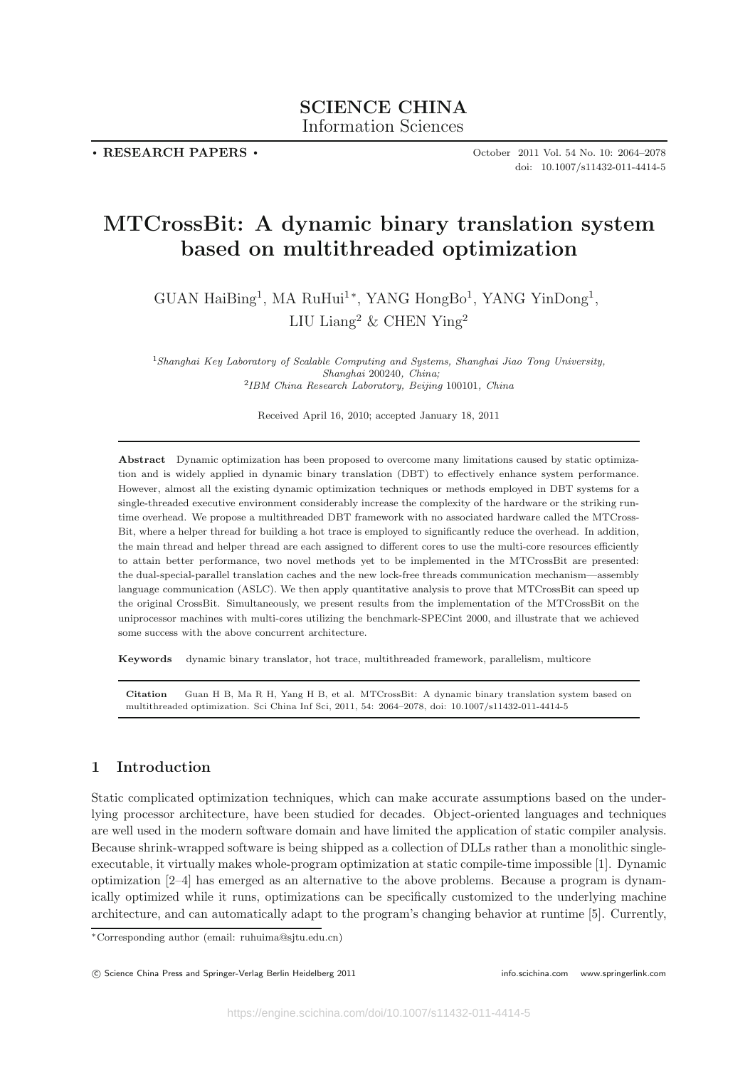# MTCrossBit: A dynamic binary translation system based on multithreaded optimization

GUAN HaiBing[1], MA RuHui[1]*, YANG HongBo[1], YANG YinDong[1], LIU Liang[2] & CHEN Ying[2]

[1] *Shanghai Key Laboratory of Scalable Computing and Systems, Shanghai Jiao Tong University, Shanghai* 200240*, China;*
[2] *IBM China Research Laboratory, Beijing* 100101*, China*

Received April 16, 2010; accepted January 18, 2011

**Abstract** Dynamic optimization has been proposed to overcome many limitations caused by static optimization and is widely applied in dynamic binary translation (DBT) to effectively enhance system performance. However, almost all the existing dynamic optimization techniques or methods employed in DBT systems for a single-threaded executive environment considerably increase the complexity of the hardware or the striking runtime overhead. We propose a multithreaded DBT framework with no associated hardware called the MTCrossBit, where a helper thread for building a hot trace is employed to significantly reduce the overhead. In addition, the main thread and helper thread are each assigned to different cores to use the multi-core resources efficiently to attain better performance, two novel methods yet to be implemented in the MTCrossBit are presented: the dual-special-parallel translation caches and the new lock-free threads communication mechanism—assembly language communication (ASLC). We then apply quantitative analysis to prove that MTCrossBit can speed up the original CrossBit. Simultaneously, we present results from the implementation of the MTCrossBit on the uniprocessor machines with multi-cores utilizing the benchmark-SPECint 2000, and illustrate that we achieved some success with the above concurrent architecture.

**Keywords** dynamic binary translator, hot trace, multithreaded framework, parallelism, multicore

**Citation** Guan H B, Ma R H, Yang H B, et al. MTCrossBit: A dynamic binary translation system based on multithreaded optimization. Sci China Inf Sci, 2011, 54: 2064–2078, doi: 10.1007/s11432-011-4414-5

## 1 Introduction

Static complicated optimization techniques, which can make accurate assumptions based on the underlying processor architecture, have been studied for decades. Object-oriented languages and techniques are well used in the modern software domain and have limited the application of static compiler analysis. Because shrink-wrapped software is being shipped as a collection of DLLs rather than a monolithic single-executable, it virtually makes whole-program optimization at static compile-time impossible [1]. Dynamic optimization [2–4] has emerged as an alternative to the above problems. Because a program is dynamically optimized while it runs, optimizations can be specifically customized to the underlying machine architecture, and can automatically adapt to the program's changing behavior at runtime [5]. Currently,

*Corresponding author (email: ruhuima@sjtu.edu.cn)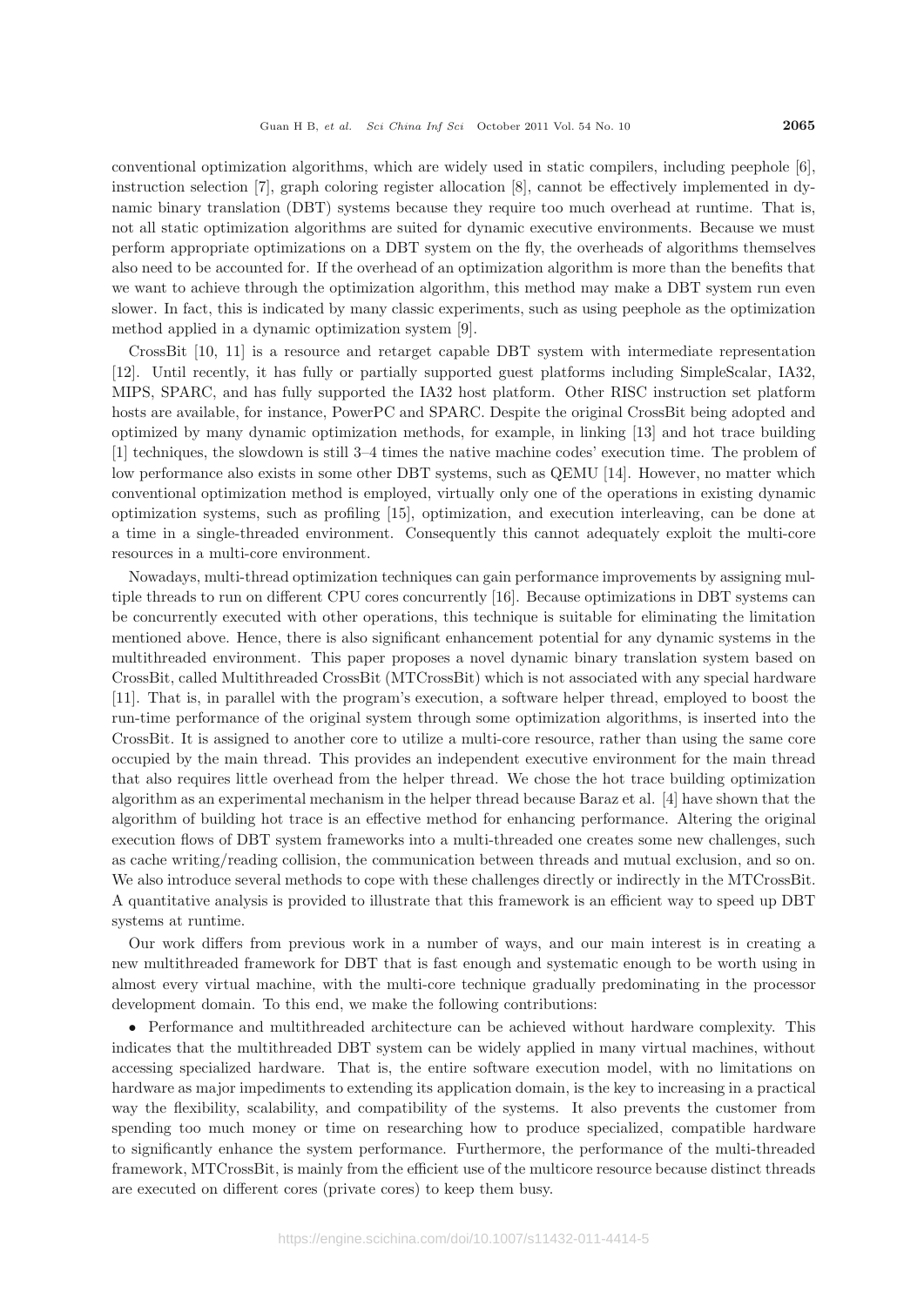conventional optimization algorithms, which are widely used in static compilers, including peephole [6], instruction selection [7], graph coloring register allocation [8], cannot be effectively implemented in dynamic binary translation (DBT) systems because they require too much overhead at runtime. That is, not all static optimization algorithms are suited for dynamic executive environments. Because we must perform appropriate optimizations on a DBT system on the fly, the overheads of algorithms themselves also need to be accounted for. If the overhead of an optimization algorithm is more than the benefits that we want to achieve through the optimization algorithm, this method may make a DBT system run even slower. In fact, this is indicated by many classic experiments, such as using peephole as the optimization method applied in a dynamic optimization system [9].

CrossBit [10, 11] is a resource and retarget capable DBT system with intermediate representation [12]. Until recently, it has fully or partially supported guest platforms including SimpleScalar, IA32, MIPS, SPARC, and has fully supported the IA32 host platform. Other RISC instruction set platform hosts are available, for instance, PowerPC and SPARC. Despite the original CrossBit being adopted and optimized by many dynamic optimization methods, for example, in linking [13] and hot trace building [1] techniques, the slowdown is still 3–4 times the native machine codes' execution time. The problem of low performance also exists in some other DBT systems, such as QEMU [14]. However, no matter which conventional optimization method is employed, virtually only one of the operations in existing dynamic optimization systems, such as profiling [15], optimization, and execution interleaving, can be done at a time in a single-threaded environment. Consequently this cannot adequately exploit the multi-core resources in a multi-core environment.

Nowadays, multi-thread optimization techniques can gain performance improvements by assigning multiple threads to run on different CPU cores concurrently [16]. Because optimizations in DBT systems can be concurrently executed with other operations, this technique is suitable for eliminating the limitation mentioned above. Hence, there is also significant enhancement potential for any dynamic systems in the multithreaded environment. This paper proposes a novel dynamic binary translation system based on CrossBit, called Multithreaded CrossBit (MTCrossBit) which is not associated with any special hardware [11]. That is, in parallel with the program's execution, a software helper thread, employed to boost the run-time performance of the original system through some optimization algorithms, is inserted into the CrossBit. It is assigned to another core to utilize a multi-core resource, rather than using the same core occupied by the main thread. This provides an independent executive environment for the main thread that also requires little overhead from the helper thread. We chose the hot trace building optimization algorithm as an experimental mechanism in the helper thread because Baraz et al. [4] have shown that the algorithm of building hot trace is an effective method for enhancing performance. Altering the original execution flows of DBT system frameworks into a multi-threaded one creates some new challenges, such as cache writing/reading collision, the communication between threads and mutual exclusion, and so on. We also introduce several methods to cope with these challenges directly or indirectly in the MTCrossBit. A quantitative analysis is provided to illustrate that this framework is an efficient way to speed up DBT systems at runtime.

Our work differs from previous work in a number of ways, and our main interest is in creating a new multithreaded framework for DBT that is fast enough and systematic enough to be worth using in almost every virtual machine, with the multi-core technique gradually predominating in the processor development domain. To this end, we make the following contributions:

- Performance and multithreaded architecture can be achieved without hardware complexity. This indicates that the multithreaded DBT system can be widely applied in many virtual machines, without accessing specialized hardware. That is, the entire software execution model, with no limitations on hardware as major impediments to extending its application domain, is the key to increasing in a practical way the flexibility, scalability, and compatibility of the systems. It also prevents the customer from spending too much money or time on researching how to produce specialized, compatible hardware to significantly enhance the system performance. Furthermore, the performance of the multi-threaded framework, MTCrossBit, is mainly from the efficient use of the multicore resource because distinct threads are executed on different cores (private cores) to keep them busy.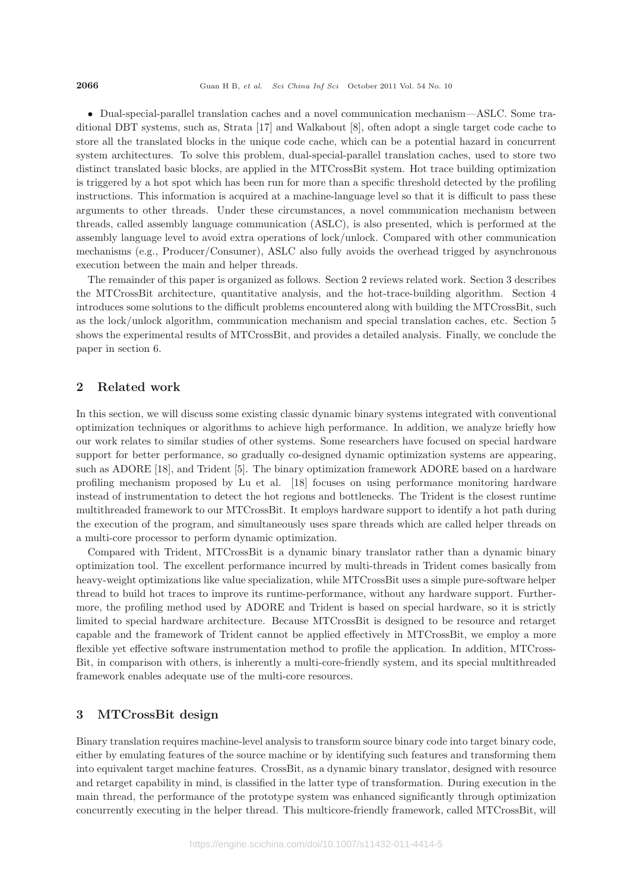- Dual-special-parallel translation caches and a novel communication mechanism—ASLC. Some traditional DBT systems, such as, Strata [17] and Walkabout [8], often adopt a single target code cache to store all the translated blocks in the unique code cache, which can be a potential hazard in concurrent system architectures. To solve this problem, dual-special-parallel translation caches, used to store two distinct translated basic blocks, are applied in the MTCrossBit system. Hot trace building optimization is triggered by a hot spot which has been run for more than a specific threshold detected by the profiling instructions. This information is acquired at a machine-language level so that it is difficult to pass these arguments to other threads. Under these circumstances, a novel communication mechanism between threads, called assembly language communication (ASLC), is also presented, which is performed at the assembly language level to avoid extra operations of lock/unlock. Compared with other communication mechanisms (e.g., Producer/Consumer), ASLC also fully avoids the overhead trigged by asynchronous execution between the main and helper threads.

The remainder of this paper is organized as follows. Section 2 reviews related work. Section 3 describes the MTCrossBit architecture, quantitative analysis, and the hot-trace-building algorithm. Section 4 introduces some solutions to the difficult problems encountered along with building the MTCrossBit, such as the lock/unlock algorithm, communication mechanism and special translation caches, etc. Section 5 shows the experimental results of MTCrossBit, and provides a detailed analysis. Finally, we conclude the paper in section 6.

## 2 Related work

In this section, we will discuss some existing classic dynamic binary systems integrated with conventional optimization techniques or algorithms to achieve high performance. In addition, we analyze briefly how our work relates to similar studies of other systems. Some researchers have focused on special hardware support for better performance, so gradually co-designed dynamic optimization systems are appearing, such as ADORE [18], and Trident [5]. The binary optimization framework ADORE based on a hardware profiling mechanism proposed by Lu et al. [18] focuses on using performance monitoring hardware instead of instrumentation to detect the hot regions and bottlenecks. The Trident is the closest runtime multithreaded framework to our MTCrossBit. It employs hardware support to identify a hot path during the execution of the program, and simultaneously uses spare threads which are called helper threads on a multi-core processor to perform dynamic optimization.

Compared with Trident, MTCrossBit is a dynamic binary translator rather than a dynamic binary optimization tool. The excellent performance incurred by multi-threads in Trident comes basically from heavy-weight optimizations like value specialization, while MTCrossBit uses a simple pure-software helper thread to build hot traces to improve its runtime-performance, without any hardware support. Furthermore, the profiling method used by ADORE and Trident is based on special hardware, so it is strictly limited to special hardware architecture. Because MTCrossBit is designed to be resource and retarget capable and the framework of Trident cannot be applied effectively in MTCrossBit, we employ a more flexible yet effective software instrumentation method to profile the application. In addition, MTCrossBit, in comparison with others, is inherently a multi-core-friendly system, and its special multithreaded framework enables adequate use of the multi-core resources.

## 3 MTCrossBit design

Binary translation requires machine-level analysis to transform source binary code into target binary code, either by emulating features of the source machine or by identifying such features and transforming them into equivalent target machine features. CrossBit, as a dynamic binary translator, designed with resource and retarget capability in mind, is classified in the latter type of transformation. During execution in the main thread, the performance of the prototype system was enhanced significantly through optimization concurrently executing in the helper thread. This multicore-friendly framework, called MTCrossBit, will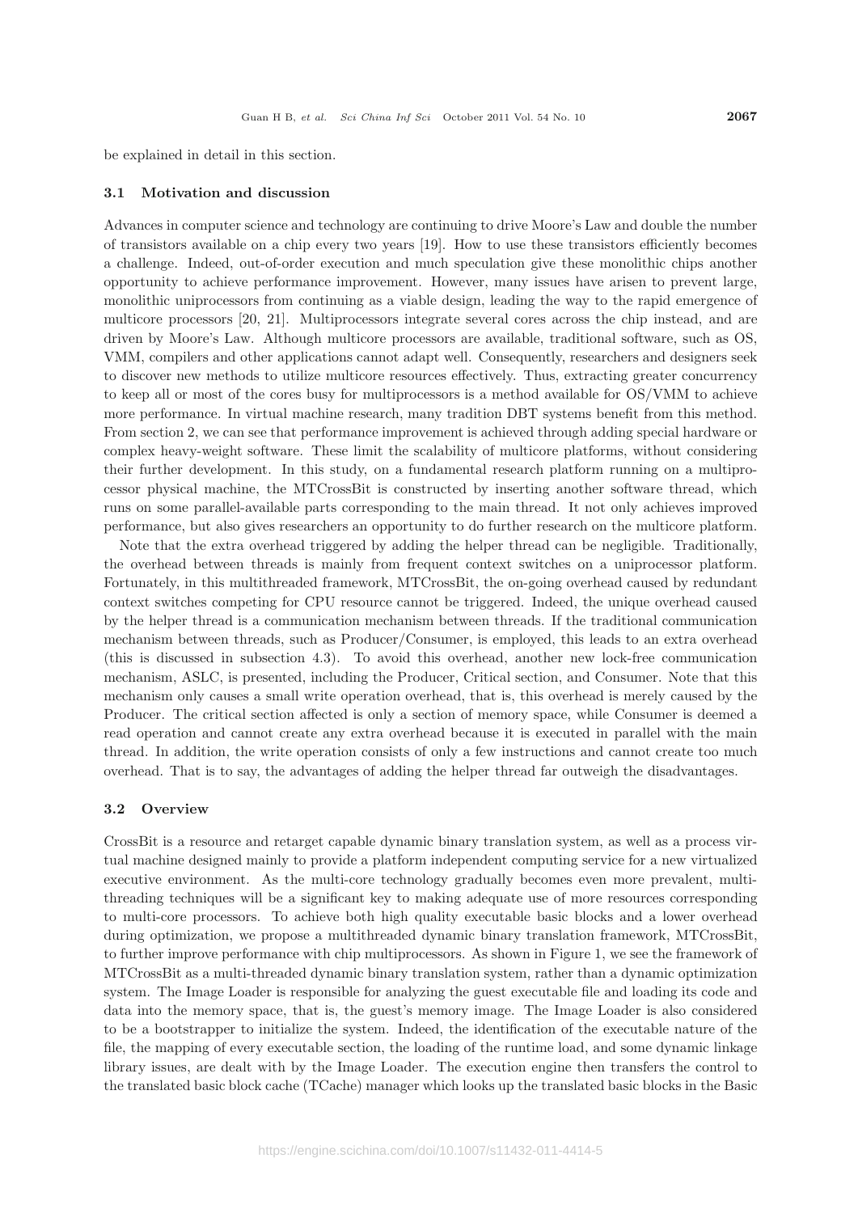be explained in detail in this section.

### 3.1 Motivation and discussion

Advances in computer science and technology are continuing to drive Moore's Law and double the number of transistors available on a chip every two years [19]. How to use these transistors efficiently becomes a challenge. Indeed, out-of-order execution and much speculation give these monolithic chips another opportunity to achieve performance improvement. However, many issues have arisen to prevent large, monolithic uniprocessors from continuing as a viable design, leading the way to the rapid emergence of multicore processors [20, 21]. Multiprocessors integrate several cores across the chip instead, and are driven by Moore's Law. Although multicore processors are available, traditional software, such as OS, VMM, compilers and other applications cannot adapt well. Consequently, researchers and designers seek to discover new methods to utilize multicore resources effectively. Thus, extracting greater concurrency to keep all or most of the cores busy for multiprocessors is a method available for OS/VMM to achieve more performance. In virtual machine research, many tradition DBT systems benefit from this method. From section 2, we can see that performance improvement is achieved through adding special hardware or complex heavy-weight software. These limit the scalability of multicore platforms, without considering their further development. In this study, on a fundamental research platform running on a multiprocessor physical machine, the MTCrossBit is constructed by inserting another software thread, which runs on some parallel-available parts corresponding to the main thread. It not only achieves improved performance, but also gives researchers an opportunity to do further research on the multicore platform.

Note that the extra overhead triggered by adding the helper thread can be negligible. Traditionally, the overhead between threads is mainly from frequent context switches on a uniprocessor platform. Fortunately, in this multithreaded framework, MTCrossBit, the on-going overhead caused by redundant context switches competing for CPU resource cannot be triggered. Indeed, the unique overhead caused by the helper thread is a communication mechanism between threads. If the traditional communication mechanism between threads, such as Producer/Consumer, is employed, this leads to an extra overhead (this is discussed in subsection 4.3). To avoid this overhead, another new lock-free communication mechanism, ASLC, is presented, including the Producer, Critical section, and Consumer. Note that this mechanism only causes a small write operation overhead, that is, this overhead is merely caused by the Producer. The critical section affected is only a section of memory space, while Consumer is deemed a read operation and cannot create any extra overhead because it is executed in parallel with the main thread. In addition, the write operation consists of only a few instructions and cannot create too much overhead. That is to say, the advantages of adding the helper thread far outweigh the disadvantages.

### 3.2 Overview

CrossBit is a resource and retarget capable dynamic binary translation system, as well as a process virtual machine designed mainly to provide a platform independent computing service for a new virtualized executive environment. As the multi-core technology gradually becomes even more prevalent, multithreading techniques will be a significant key to making adequate use of more resources corresponding to multi-core processors. To achieve both high quality executable basic blocks and a lower overhead during optimization, we propose a multithreaded dynamic binary translation framework, MTCrossBit, to further improve performance with chip multiprocessors. As shown in Figure 1, we see the framework of MTCrossBit as a multi-threaded dynamic binary translation system, rather than a dynamic optimization system. The Image Loader is responsible for analyzing the guest executable file and loading its code and data into the memory space, that is, the guest's memory image. The Image Loader is also considered to be a bootstrapper to initialize the system. Indeed, the identification of the executable nature of the file, the mapping of every executable section, the loading of the runtime load, and some dynamic linkage library issues, are dealt with by the Image Loader. The execution engine then transfers the control to the translated basic block cache (TCache) manager which looks up the translated basic blocks in the Basic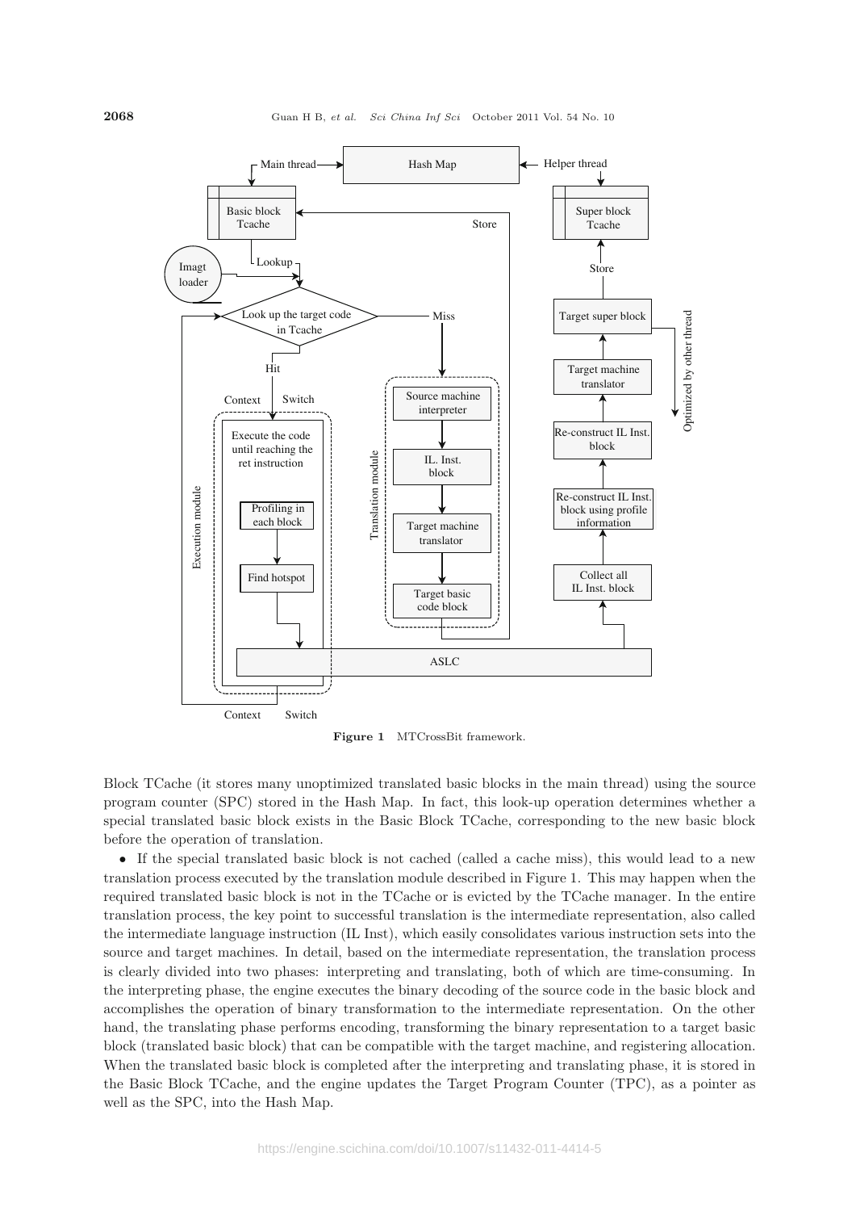**Figure 1** MTCrossBit framework.

Block TCache (it stores many unoptimized translated basic blocks in the main thread) using the source program counter (SPC) stored in the Hash Map. In fact, this look-up operation determines whether a special translated basic block exists in the Basic Block TCache, corresponding to the new basic block before the operation of translation.

- If the special translated basic block is not cached (called a cache miss), this would lead to a new translation process executed by the translation module described in Figure 1. This may happen when the required translated basic block is not in the TCache or is evicted by the TCache manager. In the entire translation process, the key point to successful translation is the intermediate representation, also called the intermediate language instruction (IL Inst), which easily consolidates various instruction sets into the source and target machines. In detail, based on the intermediate representation, the translation process is clearly divided into two phases: interpreting and translating, both of which are time-consuming. In the interpreting phase, the engine executes the binary decoding of the source code in the basic block and accomplishes the operation of binary transformation to the intermediate representation. On the other hand, the translating phase performs encoding, transforming the binary representation to a target basic block (translated basic block) that can be compatible with the target machine, and registering allocation. When the translated basic block is completed after the interpreting and translating phase, it is stored in the Basic Block TCache, and the engine updates the Target Program Counter (TPC), as a pointer as well as the SPC, into the Hash Map.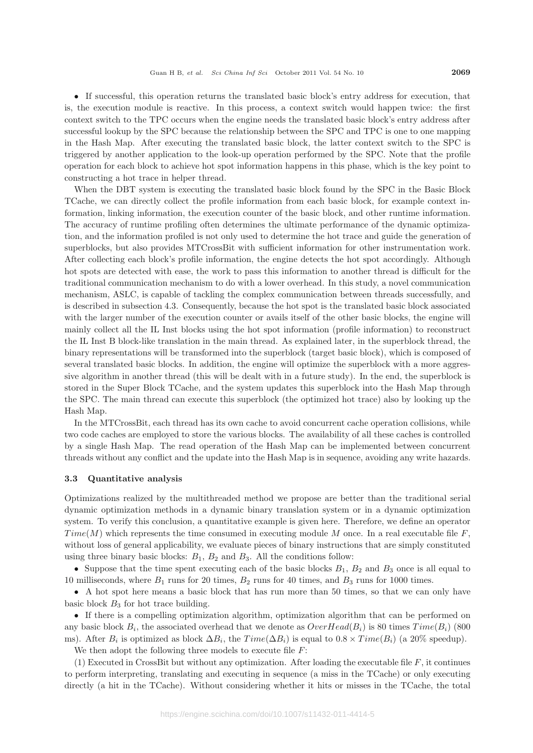- If successful, this operation returns the translated basic block's entry address for execution, that is, the execution module is reactive. In this process, a context switch would happen twice: the first context switch to the TPC occurs when the engine needs the translated basic block's entry address after successful lookup by the SPC because the relationship between the SPC and TPC is one to one mapping in the Hash Map. After executing the translated basic block, the latter context switch to the SPC is triggered by another application to the look-up operation performed by the SPC. Note that the profile operation for each block to achieve hot spot information happens in this phase, which is the key point to constructing a hot trace in helper thread.

When the DBT system is executing the translated basic block found by the SPC in the Basic Block TCache, we can directly collect the profile information from each basic block, for example context information, linking information, the execution counter of the basic block, and other runtime information. The accuracy of runtime profiling often determines the ultimate performance of the dynamic optimization, and the information profiled is not only used to determine the hot trace and guide the generation of superblocks, but also provides MTCrossBit with sufficient information for other instrumentation work. After collecting each block's profile information, the engine detects the hot spot accordingly. Although hot spots are detected with ease, the work to pass this information to another thread is difficult for the traditional communication mechanism to do with a lower overhead. In this study, a novel communication mechanism, ASLC, is capable of tackling the complex communication between threads successfully, and is described in subsection 4.3. Consequently, because the hot spot is the translated basic block associated with the larger number of the execution counter or avails itself of the other basic blocks, the engine will mainly collect all the IL Inst blocks using the hot spot information (profile information) to reconstruct the IL Inst B block-like translation in the main thread. As explained later, in the superblock thread, the binary representations will be transformed into the superblock (target basic block), which is composed of several translated basic blocks. In addition, the engine will optimize the superblock with a more aggressive algorithm in another thread (this will be dealt with in a future study). In the end, the superblock is stored in the Super Block TCache, and the system updates this superblock into the Hash Map through the SPC. The main thread can execute this superblock (the optimized hot trace) also by looking up the Hash Map.

In the MTCrossBit, each thread has its own cache to avoid concurrent cache operation collisions, while two code caches are employed to store the various blocks. The availability of all these caches is controlled by a single Hash Map. The read operation of the Hash Map can be implemented between concurrent threads without any conflict and the update into the Hash Map is in sequence, avoiding any write hazards.

### 3.3 Quantitative analysis

Optimizations realized by the multithreaded method we propose are better than the traditional serial dynamic optimization methods in a dynamic binary translation system or in a dynamic optimization system. To verify this conclusion, a quantitative example is given here. Therefore, we define an operator $Time(M)$ which represents the time consumed in executing module $M$ once. In a real executable file $F$, without loss of general applicability, we evaluate pieces of binary instructions that are simply constituted using three binary basic blocks: $B_1$, $B_2$ and $B_3$. All the conditions follow:

- Suppose that the time spent executing each of the basic blocks $B_1$, $B_2$ and $B_3$ once is all equal to 10 milliseconds, where $B_1$ runs for 20 times, $B_2$ runs for 40 times, and $B_3$ runs for 1000 times.
- A hot spot here means a basic block that has run more than 50 times, so that we can only have basic block $B_3$ for hot trace building.
- If there is a compelling optimization algorithm, optimization algorithm that can be performed on any basic block $B_i$, the associated overhead that we denote as $OverHead(B_i)$ is 80 times $Time(B_i)$ (800 ms). After $B_i$ is optimized as block $\Delta B_i$, the $Time(\Delta B_i)$ is equal to $0.8 \times Time(B_i)$ (a 20% speedup).

We then adopt the following three models to execute file $F$:

(1) Executed in CrossBit but without any optimization. After loading the executable file $F$, it continues to perform interpreting, translating and executing in sequence (a miss in the TCache) or only executing directly (a hit in the TCache). Without considering whether it hits or misses in the TCache, the total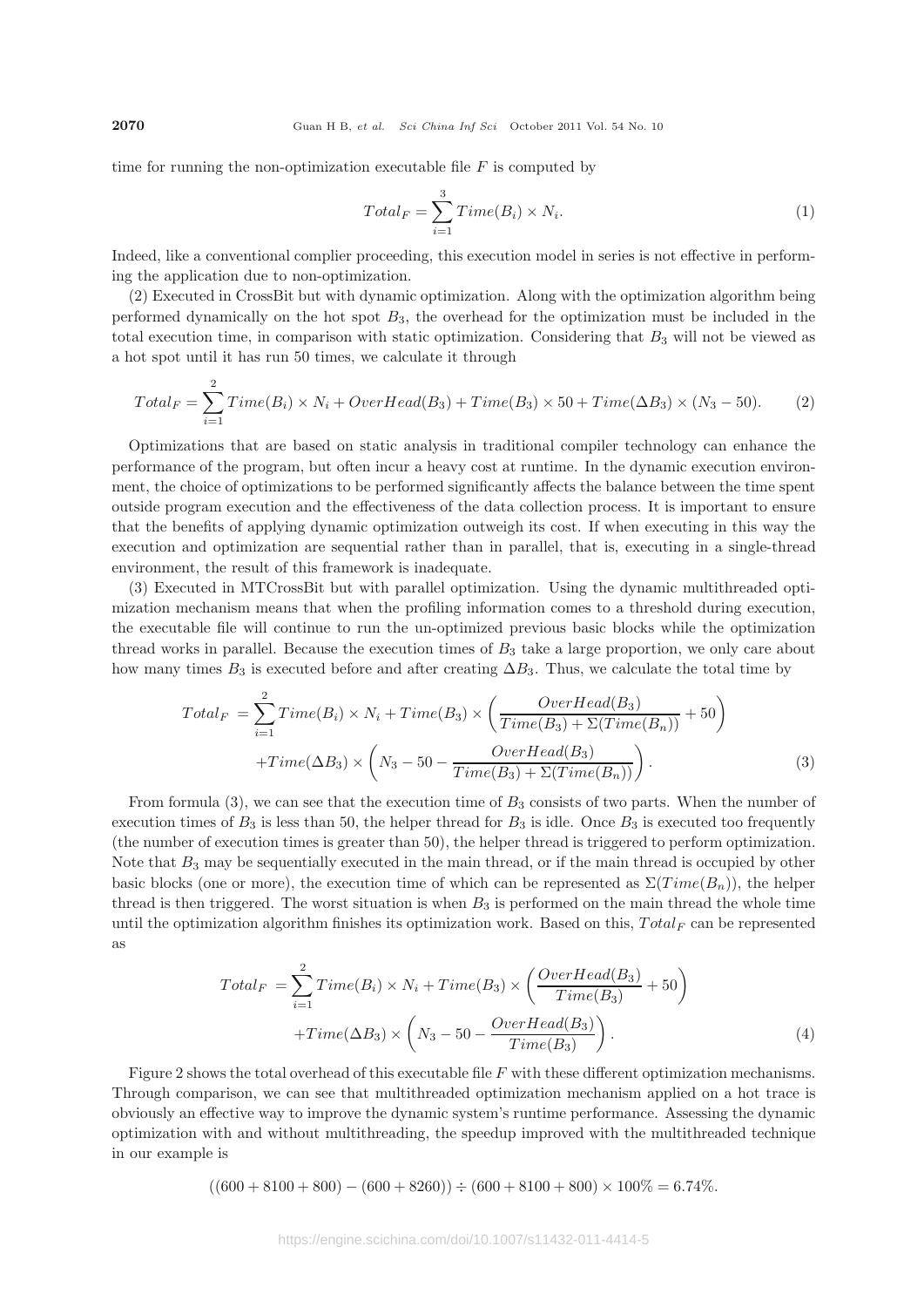time for running the non-optimization executable file $F$ is computed by

$$Total_F = \sum_{i=1}^{3} Time(B_i) \times N_i. \tag{1}$$

Indeed, like a conventional complier proceeding, this execution model in series is not effective in performing the application due to non-optimization.

(2) Executed in CrossBit but with dynamic optimization. Along with the optimization algorithm being performed dynamically on the hot spot $B_3$, the overhead for the optimization must be included in the total execution time, in comparison with static optimization. Considering that $B_3$ will not be viewed as a hot spot until it has run 50 times, we calculate it through

$$Total_F = \sum_{i=1}^{2} Time(B_i) \times N_i + OverHead(B_3) + Time(B_3) \times 50 + Time(\Delta B_3) \times (N_3 - 50). \tag{2}$$

Optimizations that are based on static analysis in traditional compiler technology can enhance the performance of the program, but often incur a heavy cost at runtime. In the dynamic execution environment, the choice of optimizations to be performed significantly affects the balance between the time spent outside program execution and the effectiveness of the data collection process. It is important to ensure that the benefits of applying dynamic optimization outweigh its cost. If when executing in this way the execution and optimization are sequential rather than in parallel, that is, executing in a single-thread environment, the result of this framework is inadequate.

(3) Executed in MTCrossBit but with parallel optimization. Using the dynamic multithreaded optimization mechanism means that when the profiling information comes to a threshold during execution, the executable file will continue to run the un-optimized previous basic blocks while the optimization thread works in parallel. Because the execution times of $B_3$ take a large proportion, we only care about how many times $B_3$ is executed before and after creating $\Delta B_3$. Thus, we calculate the total time by

$$\begin{aligned} Total_F =& \sum_{i=1}^{2} Time(B_i) \times N_i + Time(B_3) \times \left( \frac{OverHead(B_3)}{Time(B_3) + \Sigma(Time(B_n))} + 50 \right) \\ &+ Time(\Delta B_3) \times \left( N_3 - 50 - \frac{OverHead(B_3)}{Time(B_3) + \Sigma(Time(B_n))} \right). \end{aligned} \tag{3}$$

From formula (3), we can see that the execution time of $B_3$ consists of two parts. When the number of execution times of $B_3$ is less than 50, the helper thread for $B_3$ is idle. Once $B_3$ is executed too frequently (the number of execution times is greater than 50), the helper thread is triggered to perform optimization. Note that $B_3$ may be sequentially executed in the main thread, or if the main thread is occupied by other basic blocks (one or more), the execution time of which can be represented as $\Sigma(Time(B_n))$, the helper thread is then triggered. The worst situation is when $B_3$ is performed on the main thread the whole time until the optimization algorithm finishes its optimization work. Based on this, $Total_F$ can be represented as

$$\begin{aligned} Total_F =& \sum_{i=1}^{2} Time(B_i) \times N_i + Time(B_3) \times \left( \frac{OverHead(B_3)}{Time(B_3)} + 50 \right) \\ &+ Time(\Delta B_3) \times \left( N_3 - 50 - \frac{OverHead(B_3)}{Time(B_3)} \right). \end{aligned} \tag{4}$$

Figure 2 shows the total overhead of this executable file $F$ with these different optimization mechanisms. Through comparison, we can see that multithreaded optimization mechanism applied on a hot trace is obviously an effective way to improve the dynamic system's runtime performance. Assessing the dynamic optimization with and without multithreading, the speedup improved with the multithreaded technique in our example is

$$((600 + 8100 + 800) - (600 + 8260)) \div (600 + 8100 + 800) \times 100\% = 6.74\%.$$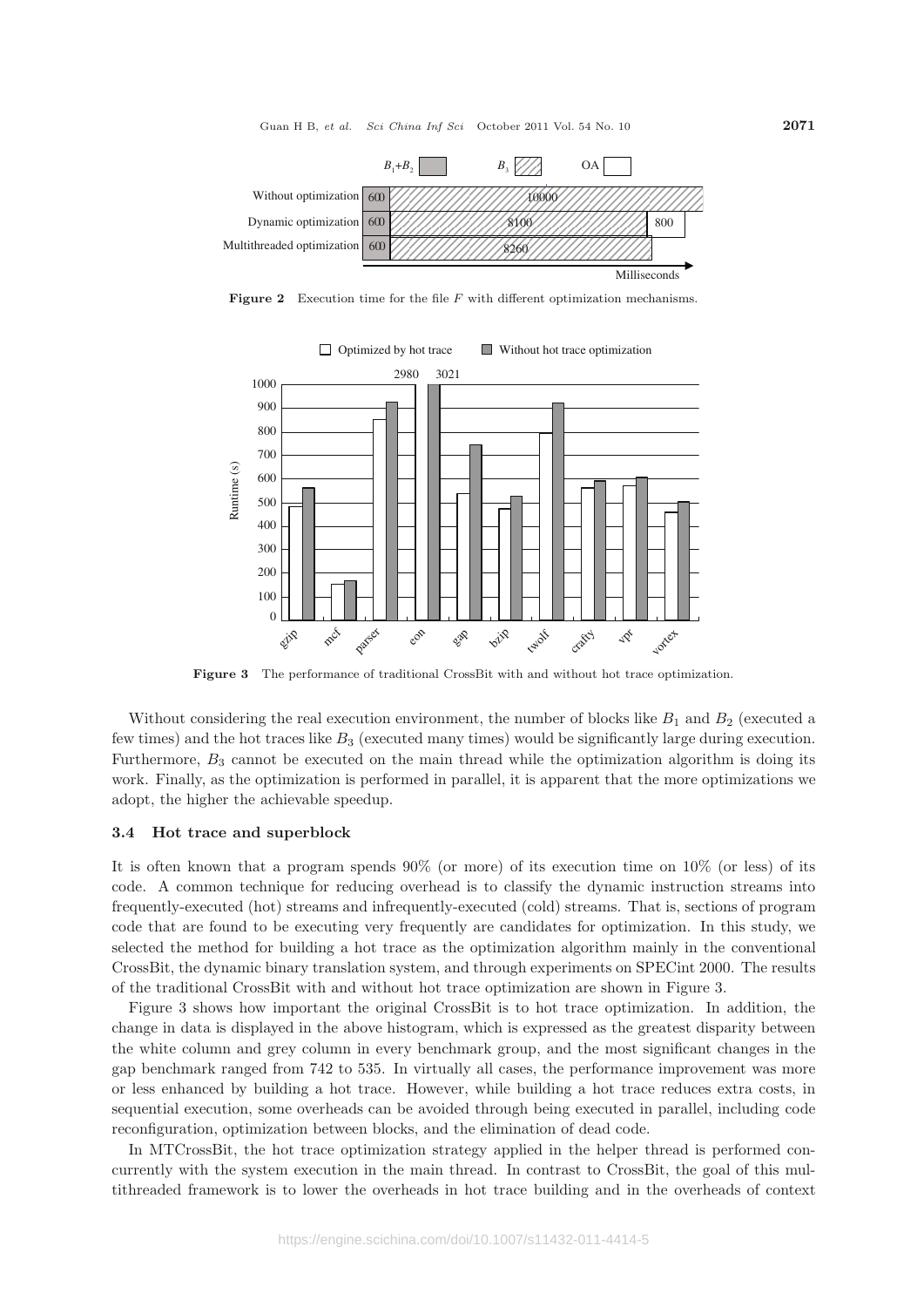**Figure 2** Execution time for the file $F$ with different optimization mechanisms.

**Figure 3** The performance of traditional CrossBit with and without hot trace optimization.

Without considering the real execution environment, the number of blocks like $B_1$ and $B_2$ (executed a few times) and the hot traces like $B_3$ (executed many times) would be significantly large during execution. Furthermore, $B_3$ cannot be executed on the main thread while the optimization algorithm is doing its work. Finally, as the optimization is performed in parallel, it is apparent that the more optimizations we adopt, the higher the achievable speedup.

### 3.4 Hot trace and superblock

It is often known that a program spends 90% (or more) of its execution time on 10% (or less) of its code. A common technique for reducing overhead is to classify the dynamic instruction streams into frequently-executed (hot) streams and infrequently-executed (cold) streams. That is, sections of program code that are found to be executing very frequently are candidates for optimization. In this study, we selected the method for building a hot trace as the optimization algorithm mainly in the conventional CrossBit, the dynamic binary translation system, and through experiments on SPECint 2000. The results of the traditional CrossBit with and without hot trace optimization are shown in Figure 3.

Figure 3 shows how important the original CrossBit is to hot trace optimization. In addition, the change in data is displayed in the above histogram, which is expressed as the greatest disparity between the white column and grey column in every benchmark group, and the most significant changes in the gap benchmark ranged from 742 to 535. In virtually all cases, the performance improvement was more or less enhanced by building a hot trace. However, while building a hot trace reduces extra costs, in sequential execution, some overheads can be avoided through being executed in parallel, including code reconfiguration, optimization between blocks, and the elimination of dead code.

In MTCrossBit, the hot trace optimization strategy applied in the helper thread is performed concurrently with the system execution in the main thread. In contrast to CrossBit, the goal of this multithreaded framework is to lower the overheads in hot trace building and in the overheads of context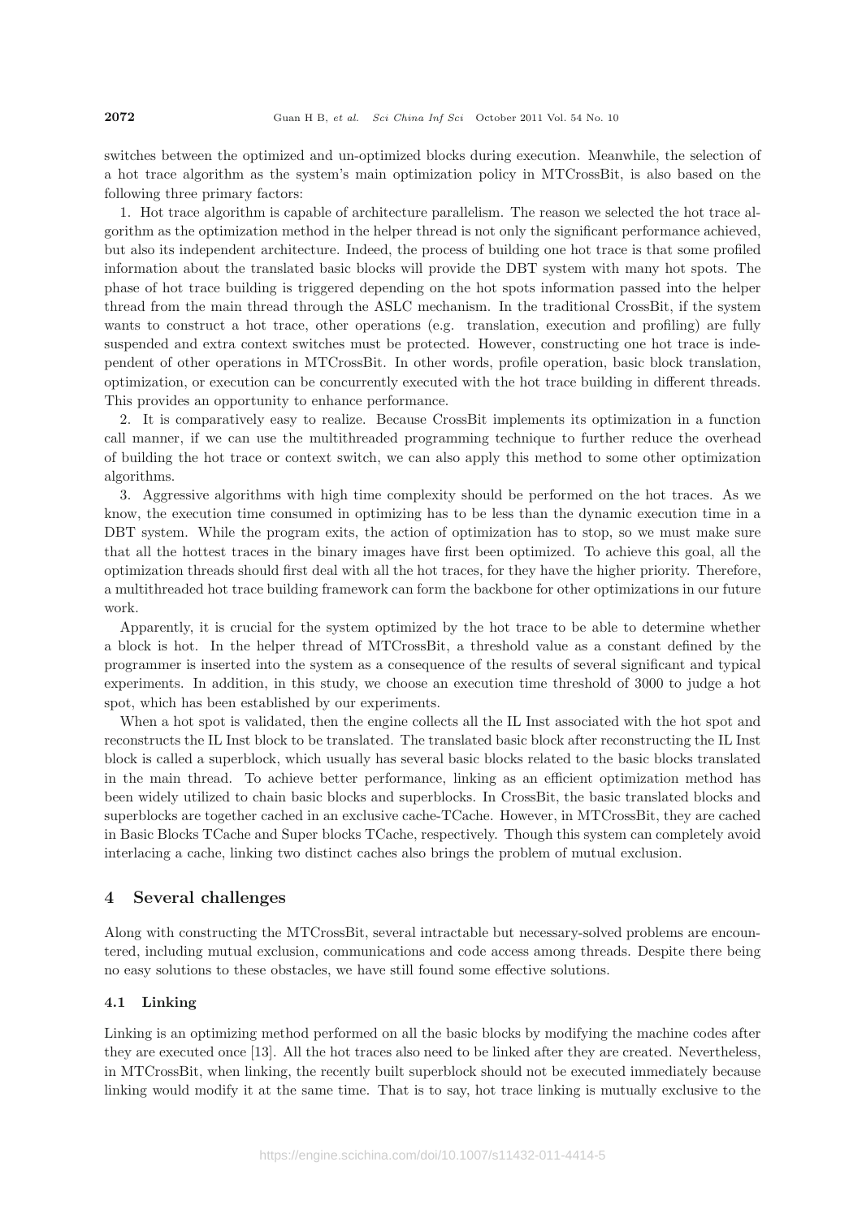switches between the optimized and un-optimized blocks during execution. Meanwhile, the selection of a hot trace algorithm as the system's main optimization policy in MTCrossBit, is also based on the following three primary factors:

1. Hot trace algorithm is capable of architecture parallelism. The reason we selected the hot trace algorithm as the optimization method in the helper thread is not only the significant performance achieved, but also its independent architecture. Indeed, the process of building one hot trace is that some profiled information about the translated basic blocks will provide the DBT system with many hot spots. The phase of hot trace building is triggered depending on the hot spots information passed into the helper thread from the main thread through the ASLC mechanism. In the traditional CrossBit, if the system wants to construct a hot trace, other operations (e.g. translation, execution and profiling) are fully suspended and extra context switches must be protected. However, constructing one hot trace is independent of other operations in MTCrossBit. In other words, profile operation, basic block translation, optimization, or execution can be concurrently executed with the hot trace building in different threads. This provides an opportunity to enhance performance.

2. It is comparatively easy to realize. Because CrossBit implements its optimization in a function call manner, if we can use the multithreaded programming technique to further reduce the overhead of building the hot trace or context switch, we can also apply this method to some other optimization algorithms.

3. Aggressive algorithms with high time complexity should be performed on the hot traces. As we know, the execution time consumed in optimizing has to be less than the dynamic execution time in a DBT system. While the program exits, the action of optimization has to stop, so we must make sure that all the hottest traces in the binary images have first been optimized. To achieve this goal, all the optimization threads should first deal with all the hot traces, for they have the higher priority. Therefore, a multithreaded hot trace building framework can form the backbone for other optimizations in our future work.

Apparently, it is crucial for the system optimized by the hot trace to be able to determine whether a block is hot. In the helper thread of MTCrossBit, a threshold value as a constant defined by the programmer is inserted into the system as a consequence of the results of several significant and typical experiments. In addition, in this study, we choose an execution time threshold of 3000 to judge a hot spot, which has been established by our experiments.

When a hot spot is validated, then the engine collects all the IL Inst associated with the hot spot and reconstructs the IL Inst block to be translated. The translated basic block after reconstructing the IL Inst block is called a superblock, which usually has several basic blocks related to the basic blocks translated in the main thread. To achieve better performance, linking as an efficient optimization method has been widely utilized to chain basic blocks and superblocks. In CrossBit, the basic translated blocks and superblocks are together cached in an exclusive cache-TCache. However, in MTCrossBit, they are cached in Basic Blocks TCache and Super blocks TCache, respectively. Though this system can completely avoid interlacing a cache, linking two distinct caches also brings the problem of mutual exclusion.

## 4 Several challenges

Along with constructing the MTCrossBit, several intractable but necessary-solved problems are encountered, including mutual exclusion, communications and code access among threads. Despite there being no easy solutions to these obstacles, we have still found some effective solutions.

### 4.1 Linking

Linking is an optimizing method performed on all the basic blocks by modifying the machine codes after they are executed once [13]. All the hot traces also need to be linked after they are created. Nevertheless, in MTCrossBit, when linking, the recently built superblock should not be executed immediately because linking would modify it at the same time. That is to say, hot trace linking is mutually exclusive to the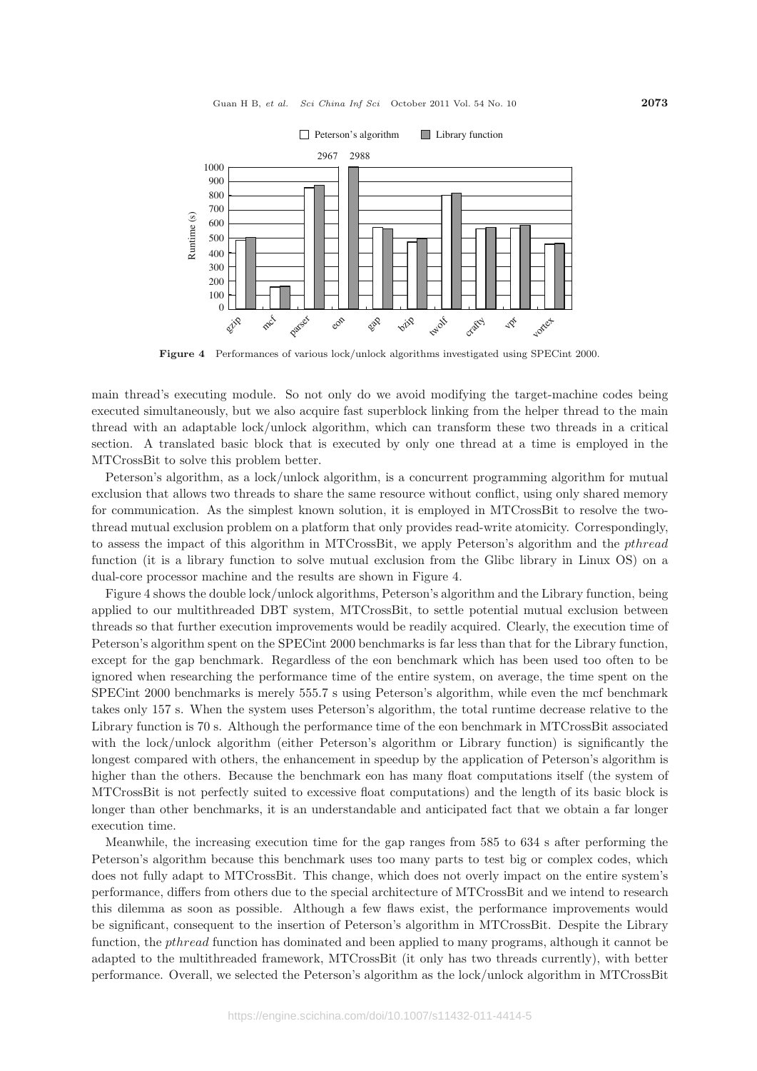Figure 4 Performances of various lock/unlock algorithms investigated using SPECint 2000.

main thread's executing module. So not only do we avoid modifying the target-machine codes being executed simultaneously, but we also acquire fast superblock linking from the helper thread to the main thread with an adaptable lock/unlock algorithm, which can transform these two threads in a critical section. A translated basic block that is executed by only one thread at a time is employed in the MTCrossBit to solve this problem better.

Peterson's algorithm, as a lock/unlock algorithm, is a concurrent programming algorithm for mutual exclusion that allows two threads to share the same resource without conflict, using only shared memory for communication. As the simplest known solution, it is employed in MTCrossBit to resolve the two-thread mutual exclusion problem on a platform that only provides read-write atomicity. Correspondingly, to assess the impact of this algorithm in MTCrossBit, we apply Peterson's algorithm and the *pthread* function (it is a library function to solve mutual exclusion from the Glibc library in Linux OS) on a dual-core processor machine and the results are shown in Figure 4.

Figure 4 shows the double lock/unlock algorithms, Peterson's algorithm and the Library function, being applied to our multithreaded DBT system, MTCrossBit, to settle potential mutual exclusion between threads so that further execution improvements would be readily acquired. Clearly, the execution time of Peterson's algorithm spent on the SPECint 2000 benchmarks is far less than that for the Library function, except for the gap benchmark. Regardless of the eon benchmark which has been used too often to be ignored when researching the performance time of the entire system, on average, the time spent on the SPECint 2000 benchmarks is merely 555.7 s using Peterson's algorithm, while even the mcf benchmark takes only 157 s. When the system uses Peterson's algorithm, the total runtime decrease relative to the Library function is 70 s. Although the performance time of the eon benchmark in MTCrossBit associated with the lock/unlock algorithm (either Peterson's algorithm or Library function) is significantly the longest compared with others, the enhancement in speedup by the application of Peterson's algorithm is higher than the others. Because the benchmark eon has many float computations itself (the system of MTCrossBit is not perfectly suited to excessive float computations) and the length of its basic block is longer than other benchmarks, it is an understandable and anticipated fact that we obtain a far longer execution time.

Meanwhile, the increasing execution time for the gap ranges from 585 to 634 s after performing the Peterson's algorithm because this benchmark uses too many parts to test big or complex codes, which does not fully adapt to MTCrossBit. This change, which does not overly impact on the entire system's performance, differs from others due to the special architecture of MTCrossBit and we intend to research this dilemma as soon as possible. Although a few flaws exist, the performance improvements would be significant, consequent to the insertion of Peterson's algorithm in MTCrossBit. Despite the Library function, the *pthread* function has dominated and been applied to many programs, although it cannot be adapted to the multithreaded framework, MTCrossBit (it only has two threads currently), with better performance. Overall, we selected the Peterson's algorithm as the lock/unlock algorithm in MTCrossBit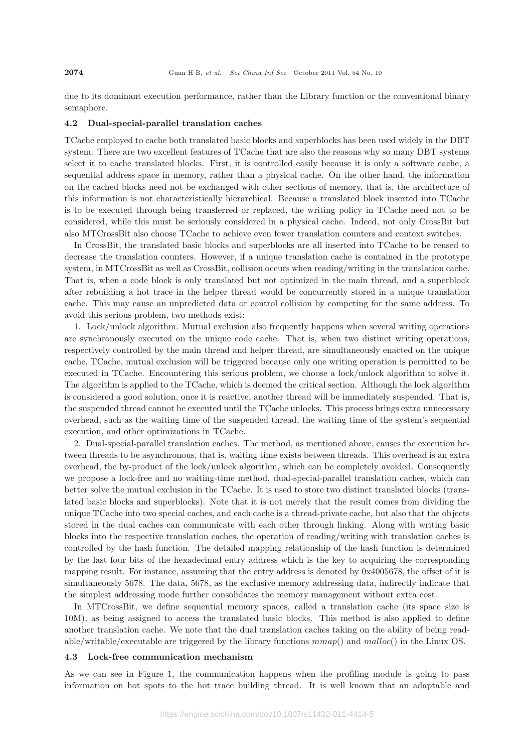due to its dominant execution performance, rather than the Library function or the conventional binary semaphore.

### 4.2 Dual-special-parallel translation caches

TCache employed to cache both translated basic blocks and superblocks has been used widely in the DBT system. There are two excellent features of TCache that are also the reasons why so many DBT systems select it to cache translated blocks. First, it is controlled easily because it is only a software cache, a sequential address space in memory, rather than a physical cache. On the other hand, the information on the cached blocks need not be exchanged with other sections of memory, that is, the architecture of this information is not characteristically hierarchical. Because a translated block inserted into TCache is to be executed through being transferred or replaced, the writing policy in TCache need not to be considered, while this must be seriously considered in a physical cache. Indeed, not only CrossBit but also MTCrossBit also choose TCache to achieve even fewer translation counters and context switches.

In CrossBit, the translated basic blocks and superblocks are all inserted into TCache to be reused to decrease the translation counters. However, if a unique translation cache is contained in the prototype system, in MTCrossBit as well as CrossBit, collision occurs when reading/writing in the translation cache. That is, when a code block is only translated but not optimized in the main thread, and a superblock after rebuilding a hot trace in the helper thread would be concurrently stored in a unique translation cache. This may cause an unpredicted data or control collision by competing for the same address. To avoid this serious problem, two methods exist:

1. Lock/unlock algorithm. Mutual exclusion also frequently happens when several writing operations are synchronously executed on the unique code cache. That is, when two distinct writing operations, respectively controlled by the main thread and helper thread, are simultaneously enacted on the unique cache, TCache, mutual exclusion will be triggered because only one writing operation is permitted to be executed in TCache. Encountering this serious problem, we choose a lock/unlock algorithm to solve it. The algorithm is applied to the TCache, which is deemed the critical section. Although the lock algorithm is considered a good solution, once it is reactive, another thread will be immediately suspended. That is, the suspended thread cannot be executed until the TCache unlocks. This process brings extra unnecessary overhead, such as the waiting time of the suspended thread, the waiting time of the system's sequential execution, and other optimizations in TCache.

2. Dual-special-parallel translation caches. The method, as mentioned above, causes the execution between threads to be asynchronous, that is, waiting time exists between threads. This overhead is an extra overhead, the by-product of the lock/unlock algorithm, which can be completely avoided. Consequently we propose a lock-free and no waiting-time method, dual-special-parallel translation caches, which can better solve the mutual exclusion in the TCache. It is used to store two distinct translated blocks (translated basic blocks and superblocks). Note that it is not merely that the result comes from dividing the unique TCache into two special caches, and each cache is a thread-private cache, but also that the objects stored in the dual caches can communicate with each other through linking. Along with writing basic blocks into the respective translation caches, the operation of reading/writing with translation caches is controlled by the hash function. The detailed mapping relationship of the hash function is determined by the last four bits of the hexadecimal entry address which is the key to acquiring the corresponding mapping result. For instance, assuming that the entry address is denoted by 0x4005678, the offset of it is simultaneously 5678. The data, 5678, as the exclusive memory addressing data, indirectly indicate that the simplest addressing mode further consolidates the memory management without extra cost.

In MTCrossBit, we define sequential memory spaces, called a translation cache (its space size is 10M), as being assigned to access the translated basic blocks. This method is also applied to define another translation cache. We note that the dual translation caches taking on the ability of being readable/writable/executable are triggered by the library functions *mmap*() and *malloc*() in the Linux OS.

### 4.3 Lock-free communication mechanism

As we can see in Figure 1, the communication happens when the profiling module is going to pass information on hot spots to the hot trace building thread. It is well known that an adaptable and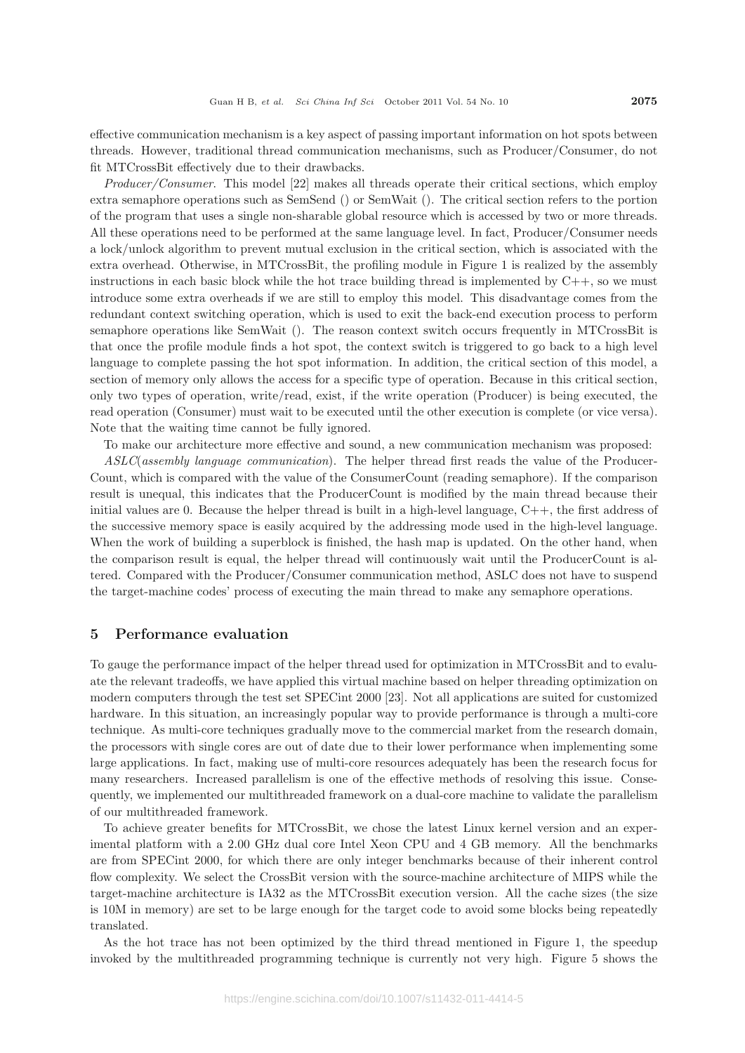effective communication mechanism is a key aspect of passing important information on hot spots between threads. However, traditional thread communication mechanisms, such as Producer/Consumer, do not fit MTCrossBit effectively due to their drawbacks.

*Producer/Consumer*. This model [22] makes all threads operate their critical sections, which employ extra semaphore operations such as SemSend () or SemWait (). The critical section refers to the portion of the program that uses a single non-sharable global resource which is accessed by two or more threads. All these operations need to be performed at the same language level. In fact, Producer/Consumer needs a lock/unlock algorithm to prevent mutual exclusion in the critical section, which is associated with the extra overhead. Otherwise, in MTCrossBit, the profiling module in Figure 1 is realized by the assembly instructions in each basic block while the hot trace building thread is implemented by C++, so we must introduce some extra overheads if we are still to employ this model. This disadvantage comes from the redundant context switching operation, which is used to exit the back-end execution process to perform semaphore operations like SemWait (). The reason context switch occurs frequently in MTCrossBit is that once the profile module finds a hot spot, the context switch is triggered to go back to a high level language to complete passing the hot spot information. In addition, the critical section of this model, a section of memory only allows the access for a specific type of operation. Because in this critical section, only two types of operation, write/read, exist, if the write operation (Producer) is being executed, the read operation (Consumer) must wait to be executed until the other execution is complete (or vice versa). Note that the waiting time cannot be fully ignored.

To make our architecture more effective and sound, a new communication mechanism was proposed:

*ASLC*(*assembly language communication*). The helper thread first reads the value of the ProducerCount, which is compared with the value of the ConsumerCount (reading semaphore). If the comparison result is unequal, this indicates that the ProducerCount is modified by the main thread because their initial values are 0. Because the helper thread is built in a high-level language, C++, the first address of the successive memory space is easily acquired by the addressing mode used in the high-level language. When the work of building a superblock is finished, the hash map is updated. On the other hand, when the comparison result is equal, the helper thread will continuously wait until the ProducerCount is altered. Compared with the Producer/Consumer communication method, ASLC does not have to suspend the target-machine codes' process of executing the main thread to make any semaphore operations.

## 5 Performance evaluation

To gauge the performance impact of the helper thread used for optimization in MTCrossBit and to evaluate the relevant tradeoffs, we have applied this virtual machine based on helper threading optimization on modern computers through the test set SPECint 2000 [23]. Not all applications are suited for customized hardware. In this situation, an increasingly popular way to provide performance is through a multi-core technique. As multi-core techniques gradually move to the commercial market from the research domain, the processors with single cores are out of date due to their lower performance when implementing some large applications. In fact, making use of multi-core resources adequately has been the research focus for many researchers. Increased parallelism is one of the effective methods of resolving this issue. Consequently, we implemented our multithreaded framework on a dual-core machine to validate the parallelism of our multithreaded framework.

To achieve greater benefits for MTCrossBit, we chose the latest Linux kernel version and an experimental platform with a 2.00 GHz dual core Intel Xeon CPU and 4 GB memory. All the benchmarks are from SPECint 2000, for which there are only integer benchmarks because of their inherent control flow complexity. We select the CrossBit version with the source-machine architecture of MIPS while the target-machine architecture is IA32 as the MTCrossBit execution version. All the cache sizes (the size is 10M in memory) are set to be large enough for the target code to avoid some blocks being repeatedly translated.

As the hot trace has not been optimized by the third thread mentioned in Figure 1, the speedup invoked by the multithreaded programming technique is currently not very high. Figure 5 shows the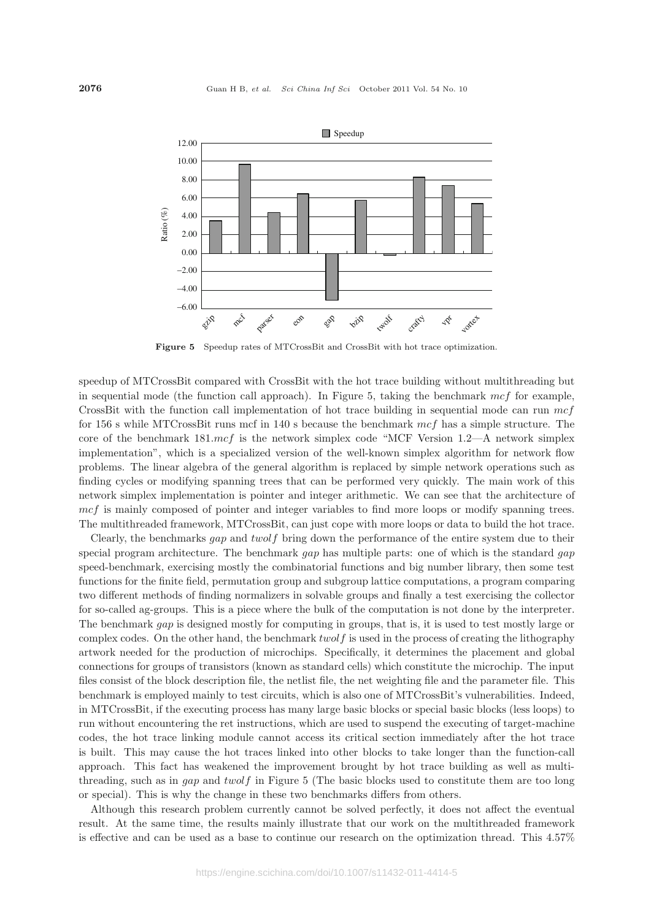Figure 5 Speedup rates of MTCrossBit and CrossBit with hot trace optimization.

speedup of MTCrossBit compared with CrossBit with the hot trace building without multithreading but in sequential mode (the function call approach). In Figure 5, taking the benchmark *mcf* for example, CrossBit with the function call implementation of hot trace building in sequential mode can run *mcf* for 156 s while MTCrossBit runs mcf in 140 s because the benchmark *mcf* has a simple structure. The core of the benchmark 181.*mcf* is the network simplex code "MCF Version 1.2—A network simplex implementation", which is a specialized version of the well-known simplex algorithm for network flow problems. The linear algebra of the general algorithm is replaced by simple network operations such as finding cycles or modifying spanning trees that can be performed very quickly. The main work of this network simplex implementation is pointer and integer arithmetic. We can see that the architecture of *mcf* is mainly composed of pointer and integer variables to find more loops or modify spanning trees. The multithreaded framework, MTCrossBit, can just cope with more loops or data to build the hot trace.

Clearly, the benchmarks *gap* and *twolf* bring down the performance of the entire system due to their special program architecture. The benchmark *gap* has multiple parts: one of which is the standard *gap* speed-benchmark, exercising mostly the combinatorial functions and big number library, then some test functions for the finite field, permutation group and subgroup lattice computations, a program comparing two different methods of finding normalizers in solvable groups and finally a test exercising the collector for so-called ag-groups. This is a piece where the bulk of the computation is not done by the interpreter. The benchmark *gap* is designed mostly for computing in groups, that is, it is used to test mostly large or complex codes. On the other hand, the benchmark *twolf* is used in the process of creating the lithography artwork needed for the production of microchips. Specifically, it determines the placement and global connections for groups of transistors (known as standard cells) which constitute the microchip. The input files consist of the block description file, the netlist file, the net weighting file and the parameter file. This benchmark is employed mainly to test circuits, which is also one of MTCrossBit's vulnerabilities. Indeed, in MTCrossBit, if the executing process has many large basic blocks or special basic blocks (less loops) to run without encountering the ret instructions, which are used to suspend the executing of target-machine codes, the hot trace linking module cannot access its critical section immediately after the hot trace is built. This may cause the hot traces linked into other blocks to take longer than the function-call approach. This fact has weakened the improvement brought by hot trace building as well as multithreading, such as in *gap* and *twolf* in Figure 5 (The basic blocks used to constitute them are too long or special). This is why the change in these two benchmarks differs from others.

Although this research problem currently cannot be solved perfectly, it does not affect the eventual result. At the same time, the results mainly illustrate that our work on the multithreaded framework is effective and can be used as a base to continue our research on the optimization thread. This 4.57%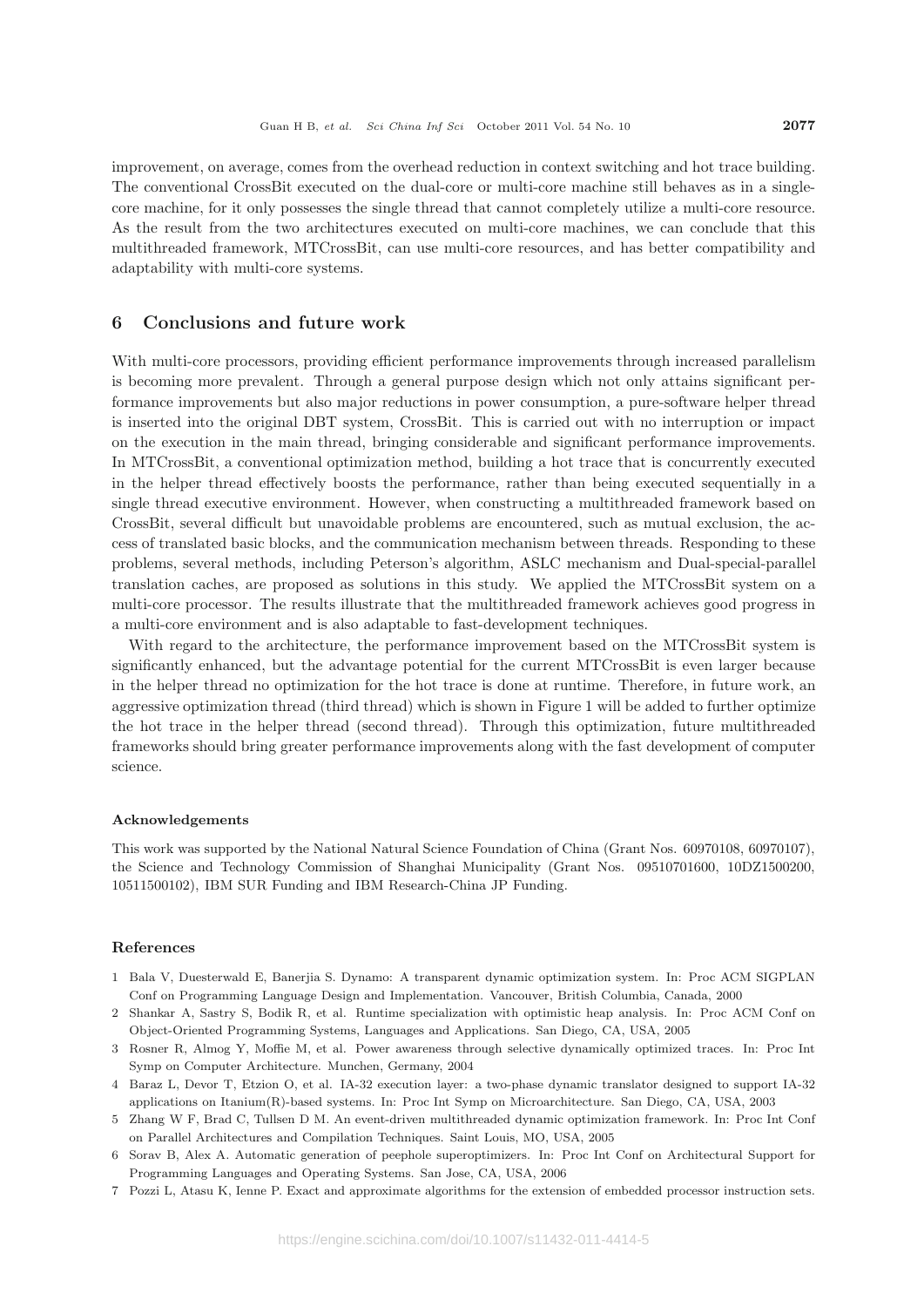improvement, on average, comes from the overhead reduction in context switching and hot trace building. The conventional CrossBit executed on the dual-core or multi-core machine still behaves as in a single-core machine, for it only possesses the single thread that cannot completely utilize a multi-core resource. As the result from the two architectures executed on multi-core machines, we can conclude that this multithreaded framework, MTCrossBit, can use multi-core resources, and has better compatibility and adaptability with multi-core systems.

## 6 Conclusions and future work

With multi-core processors, providing efficient performance improvements through increased parallelism is becoming more prevalent. Through a general purpose design which not only attains significant performance improvements but also major reductions in power consumption, a pure-software helper thread is inserted into the original DBT system, CrossBit. This is carried out with no interruption or impact on the execution in the main thread, bringing considerable and significant performance improvements. In MTCrossBit, a conventional optimization method, building a hot trace that is concurrently executed in the helper thread effectively boosts the performance, rather than being executed sequentially in a single thread executive environment. However, when constructing a multithreaded framework based on CrossBit, several difficult but unavoidable problems are encountered, such as mutual exclusion, the access of translated basic blocks, and the communication mechanism between threads. Responding to these problems, several methods, including Peterson's algorithm, ASLC mechanism and Dual-special-parallel translation caches, are proposed as solutions in this study. We applied the MTCrossBit system on a multi-core processor. The results illustrate that the multithreaded framework achieves good progress in a multi-core environment and is also adaptable to fast-development techniques.

With regard to the architecture, the performance improvement based on the MTCrossBit system is significantly enhanced, but the advantage potential for the current MTCrossBit is even larger because in the helper thread no optimization for the hot trace is done at runtime. Therefore, in future work, an aggressive optimization thread (third thread) which is shown in Figure 1 will be added to further optimize the hot trace in the helper thread (second thread). Through this optimization, future multithreaded frameworks should bring greater performance improvements along with the fast development of computer science.

#### Acknowledgements

This work was supported by the National Natural Science Foundation of China (Grant Nos. 60970108, 60970107), the Science and Technology Commission of Shanghai Municipality (Grant Nos. 09510701600, 10DZ1500200, 10511500102), IBM SUR Funding and IBM Research-China JP Funding.

#### References

1 Bala V, Duesterwald E, Banerjia S. Dynamo: A transparent dynamic optimization system. In: Proc ACM SIGPLAN Conf on Programming Language Design and Implementation. Vancouver, British Columbia, Canada, 2000

2 Shankar A, Sastry S, Bodik R, et al. Runtime specialization with optimistic heap analysis. In: Proc ACM Conf on Object-Oriented Programming Systems, Languages and Applications. San Diego, CA, USA, 2005

3 Rosner R, Almog Y, Moffie M, et al. Power awareness through selective dynamically optimized traces. In: Proc Int Symp on Computer Architecture. Munchen, Germany, 2004

4 Baraz L, Devor T, Etzion O, et al. IA-32 execution layer: a two-phase dynamic translator designed to support IA-32 applications on Itanium(R)-based systems. In: Proc Int Symp on Microarchitecture. San Diego, CA, USA, 2003

5 Zhang W F, Brad C, Tullsen D M. An event-driven multithreaded dynamic optimization framework. In: Proc Int Conf on Parallel Architectures and Compilation Techniques. Saint Louis, MO, USA, 2005

6 Sorav B, Alex A. Automatic generation of peephole superoptimizers. In: Proc Int Conf on Architectural Support for Programming Languages and Operating Systems. San Jose, CA, USA, 2006

7 Pozzi L, Atasu K, Ienne P. Exact and approximate algorithms for the extension of embedded processor instruction sets.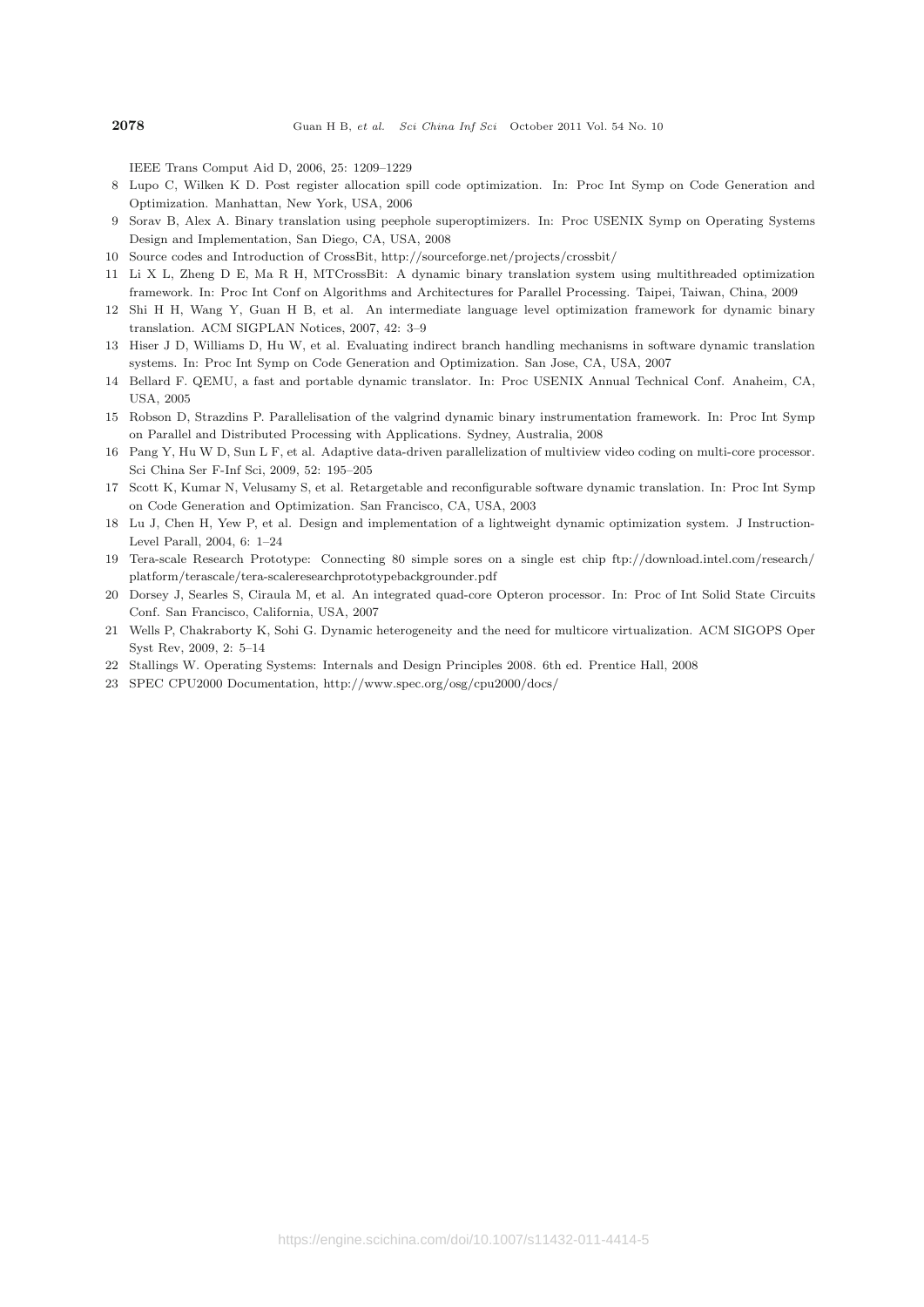IEEE Trans Comput Aid D, 2006, 25: 1209–1229

8 Lupo C, Wilken K D. Post register allocation spill code optimization. In: Proc Int Symp on Code Generation and Optimization. Manhattan, New York, USA, 2006

9 Sorav B, Alex A. Binary translation using peephole superoptimizers. In: Proc USENIX Symp on Operating Systems Design and Implementation, San Diego, CA, USA, 2008

10 Source codes and Introduction of CrossBit, http://sourceforge.net/projects/crossbit/

11 Li X L, Zheng D E, Ma R H, MTCrossBit: A dynamic binary translation system using multithreaded optimization framework. In: Proc Int Conf on Algorithms and Architectures for Parallel Processing. Taipei, Taiwan, China, 2009

12 Shi H H, Wang Y, Guan H B, et al. An intermediate language level optimization framework for dynamic binary translation. ACM SIGPLAN Notices, 2007, 42: 3–9

13 Hiser J D, Williams D, Hu W, et al. Evaluating indirect branch handling mechanisms in software dynamic translation systems. In: Proc Int Symp on Code Generation and Optimization. San Jose, CA, USA, 2007

14 Bellard F. QEMU, a fast and portable dynamic translator. In: Proc USENIX Annual Technical Conf. Anaheim, CA, USA, 2005

15 Robson D, Strazdins P. Parallelisation of the valgrind dynamic binary instrumentation framework. In: Proc Int Symp on Parallel and Distributed Processing with Applications. Sydney, Australia, 2008

16 Pang Y, Hu W D, Sun L F, et al. Adaptive data-driven parallelization of multiview video coding on multi-core processor. Sci China Ser F-Inf Sci, 2009, 52: 195–205

17 Scott K, Kumar N, Velusamy S, et al. Retargetable and reconfigurable software dynamic translation. In: Proc Int Symp on Code Generation and Optimization. San Francisco, CA, USA, 2003

18 Lu J, Chen H, Yew P, et al. Design and implementation of a lightweight dynamic optimization system. J Instruction-Level Parall, 2004, 6: 1–24

19 Tera-scale Research Prototype: Connecting 80 simple sores on a single est chip ftp://download.intel.com/research/platform/terascale/tera-scaleresearchprototypebackgrounder.pdf

20 Dorsey J, Searles S, Ciraula M, et al. An integrated quad-core Opteron processor. In: Proc of Int Solid State Circuits Conf. San Francisco, California, USA, 2007

21 Wells P, Chakraborty K, Sohi G. Dynamic heterogeneity and the need for multicore virtualization. ACM SIGOPS Oper Syst Rev, 2009, 2: 5–14

22 Stallings W. Operating Systems: Internals and Design Principles 2008. 6th ed. Prentice Hall, 2008

23 SPEC CPU2000 Documentation, http://www.spec.org/osg/cpu2000/docs/